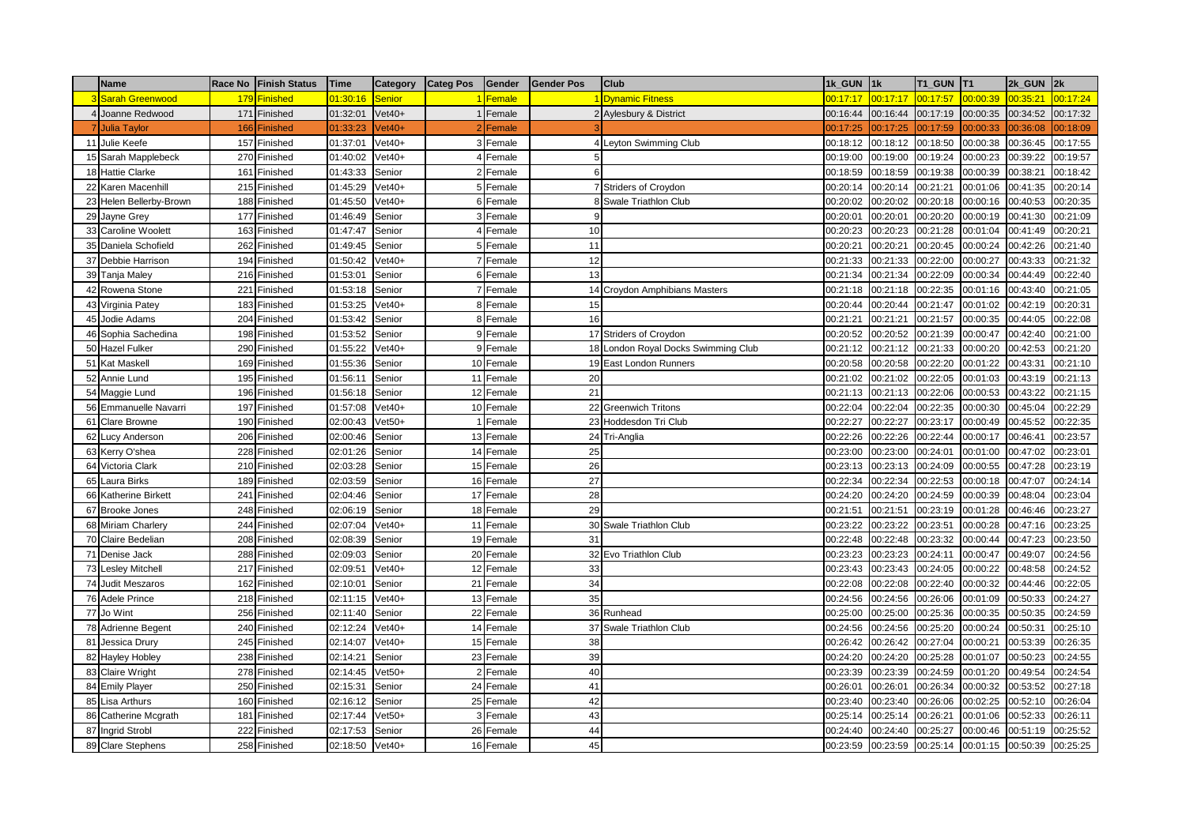| | Name | Race No | Finish Status | Time | Category | Categ Pos | Gender | Gender Pos | Club | 1k_GUN | 1k | T1_GUN | T1 | 2k_GUN | 2k |
|---|---|---|---|---|---|---|---|---|---|---|---|---|---|---|---|
| 3 | Sarah Greenwood | 179 | Finished | 01:30:16 | Senior | 1 | Female | 1 | Dynamic Fitness | 00:17:17 | 00:17:17 | 00:17:57 | 00:00:39 | 00:35:21 | 00:17:24 |
| 4 | Joanne Redwood | 171 | Finished | 01:32:01 | Vet40+ | 1 | Female | 2 | Aylesbury & District | 00:16:44 | 00:16:44 | 00:17:19 | 00:00:35 | 00:34:52 | 00:17:32 |
| 7 | Julia Taylor | 166 | Finished | 01:33:23 | Vet40+ | 2 | Female | 3 | | 00:17:25 | 00:17:25 | 00:17:59 | 00:00:33 | 00:36:08 | 00:18:09 |
| 11 | Julie Keefe | 157 | Finished | 01:37:01 | Vet40+ | 3 | Female | 4 | Leyton Swimming Club | 00:18:12 | 00:18:12 | 00:18:50 | 00:00:38 | 00:36:45 | 00:17:55 |
| 15 | Sarah Mapplebeck | 270 | Finished | 01:40:02 | Vet40+ | 4 | Female | 5 | | 00:19:00 | 00:19:00 | 00:19:24 | 00:00:23 | 00:39:22 | 00:19:57 |
| 18 | Hattie Clarke | 161 | Finished | 01:43:33 | Senior | 2 | Female | 6 | | 00:18:59 | 00:18:59 | 00:19:38 | 00:00:39 | 00:38:21 | 00:18:42 |
| 22 | Karen Macenhill | 215 | Finished | 01:45:29 | Vet40+ | 5 | Female | 7 | Striders of Croydon | 00:20:14 | 00:20:14 | 00:21:21 | 00:01:06 | 00:41:35 | 00:20:14 |
| 23 | Helen Bellerby-Brown | 188 | Finished | 01:45:50 | Vet40+ | 6 | Female | 8 | Swale Triathlon Club | 00:20:02 | 00:20:02 | 00:20:18 | 00:00:16 | 00:40:53 | 00:20:35 |
| 29 | Jayne Grey | 177 | Finished | 01:46:49 | Senior | 3 | Female | 9 | | 00:20:01 | 00:20:01 | 00:20:20 | 00:00:19 | 00:41:30 | 00:21:09 |
| 33 | Caroline Woolett | 163 | Finished | 01:47:47 | Senior | 4 | Female | 10 | | 00:20:23 | 00:20:23 | 00:21:28 | 00:01:04 | 00:41:49 | 00:20:21 |
| 35 | Daniela Schofield | 262 | Finished | 01:49:45 | Senior | 5 | Female | 11 | | 00:20:21 | 00:20:21 | 00:20:45 | 00:00:24 | 00:42:26 | 00:21:40 |
| 37 | Debbie Harrison | 194 | Finished | 01:50:42 | Vet40+ | 7 | Female | 12 | | 00:21:33 | 00:21:33 | 00:22:00 | 00:00:27 | 00:43:33 | 00:21:32 |
| 39 | Tanja Maley | 216 | Finished | 01:53:01 | Senior | 6 | Female | 13 | | 00:21:34 | 00:21:34 | 00:22:09 | 00:00:34 | 00:44:49 | 00:22:40 |
| 42 | Rowena Stone | 221 | Finished | 01:53:18 | Senior | 7 | Female | 14 | Croydon Amphibians Masters | 00:21:18 | 00:21:18 | 00:22:35 | 00:01:16 | 00:43:40 | 00:21:05 |
| 43 | Virginia Patey | 183 | Finished | 01:53:25 | Vet40+ | 8 | Female | 15 | | 00:20:44 | 00:20:44 | 00:21:47 | 00:01:02 | 00:42:19 | 00:20:31 |
| 45 | Jodie Adams | 204 | Finished | 01:53:42 | Senior | 8 | Female | 16 | | 00:21:21 | 00:21:21 | 00:21:57 | 00:00:35 | 00:44:05 | 00:22:08 |
| 46 | Sophia Sachedina | 198 | Finished | 01:53:52 | Senior | 9 | Female | 17 | Striders of Croydon | 00:20:52 | 00:20:52 | 00:21:39 | 00:00:47 | 00:42:40 | 00:21:00 |
| 50 | Hazel Fulker | 290 | Finished | 01:55:22 | Vet40+ | 9 | Female | 18 | London Royal Docks Swimming Club | 00:21:12 | 00:21:12 | 00:21:33 | 00:00:20 | 00:42:53 | 00:21:20 |
| 51 | Kat Maskell | 169 | Finished | 01:55:36 | Senior | 10 | Female | 19 | East London Runners | 00:20:58 | 00:20:58 | 00:22:20 | 00:01:22 | 00:43:31 | 00:21:10 |
| 52 | Annie Lund | 195 | Finished | 01:56:11 | Senior | 11 | Female | 20 | | 00:21:02 | 00:21:02 | 00:22:05 | 00:01:03 | 00:43:19 | 00:21:13 |
| 54 | Maggie Lund | 196 | Finished | 01:56:18 | Senior | 12 | Female | 21 | | 00:21:13 | 00:21:13 | 00:22:06 | 00:00:53 | 00:43:22 | 00:21:15 |
| 56 | Emmanuelle Navarri | 197 | Finished | 01:57:08 | Vet40+ | 10 | Female | 22 | Greenwich Tritons | 00:22:04 | 00:22:04 | 00:22:35 | 00:00:30 | 00:45:04 | 00:22:29 |
| 61 | Clare Browne | 190 | Finished | 02:00:43 | Vet50+ | 1 | Female | 23 | Hoddesdon Tri Club | 00:22:27 | 00:22:27 | 00:23:17 | 00:00:49 | 00:45:52 | 00:22:35 |
| 62 | Lucy Anderson | 206 | Finished | 02:00:46 | Senior | 13 | Female | 24 | Tri-Anglia | 00:22:26 | 00:22:26 | 00:22:44 | 00:00:17 | 00:46:41 | 00:23:57 |
| 63 | Kerry O'shea | 228 | Finished | 02:01:26 | Senior | 14 | Female | 25 | | 00:23:00 | 00:23:00 | 00:24:01 | 00:01:00 | 00:47:02 | 00:23:01 |
| 64 | Victoria Clark | 210 | Finished | 02:03:28 | Senior | 15 | Female | 26 | | 00:23:13 | 00:23:13 | 00:24:09 | 00:00:55 | 00:47:28 | 00:23:19 |
| 65 | Laura Birks | 189 | Finished | 02:03:59 | Senior | 16 | Female | 27 | | 00:22:34 | 00:22:34 | 00:22:53 | 00:00:18 | 00:47:07 | 00:24:14 |
| 66 | Katherine Birkett | 241 | Finished | 02:04:46 | Senior | 17 | Female | 28 | | 00:24:20 | 00:24:20 | 00:24:59 | 00:00:39 | 00:48:04 | 00:23:04 |
| 67 | Brooke Jones | 248 | Finished | 02:06:19 | Senior | 18 | Female | 29 | | 00:21:51 | 00:21:51 | 00:23:19 | 00:01:28 | 00:46:46 | 00:23:27 |
| 68 | Miriam Charlery | 244 | Finished | 02:07:04 | Vet40+ | 11 | Female | 30 | Swale Triathlon Club | 00:23:22 | 00:23:22 | 00:23:51 | 00:00:28 | 00:47:16 | 00:23:25 |
| 70 | Claire Bedelian | 208 | Finished | 02:08:39 | Senior | 19 | Female | 31 | | 00:22:48 | 00:22:48 | 00:23:32 | 00:00:44 | 00:47:23 | 00:23:50 |
| 71 | Denise Jack | 288 | Finished | 02:09:03 | Senior | 20 | Female | 32 | Evo Triathlon Club | 00:23:23 | 00:23:23 | 00:24:11 | 00:00:47 | 00:49:07 | 00:24:56 |
| 73 | Lesley Mitchell | 217 | Finished | 02:09:51 | Vet40+ | 12 | Female | 33 | | 00:23:43 | 00:23:43 | 00:24:05 | 00:00:22 | 00:48:58 | 00:24:52 |
| 74 | Judit Meszaros | 162 | Finished | 02:10:01 | Senior | 21 | Female | 34 | | 00:22:08 | 00:22:08 | 00:22:40 | 00:00:32 | 00:44:46 | 00:22:05 |
| 76 | Adele Prince | 218 | Finished | 02:11:15 | Vet40+ | 13 | Female | 35 | | 00:24:56 | 00:24:56 | 00:26:06 | 00:01:09 | 00:50:33 | 00:24:27 |
| 77 | Jo Wint | 256 | Finished | 02:11:40 | Senior | 22 | Female | 36 | Runhead | 00:25:00 | 00:25:00 | 00:25:36 | 00:00:35 | 00:50:35 | 00:24:59 |
| 78 | Adrienne Begent | 240 | Finished | 02:12:24 | Vet40+ | 14 | Female | 37 | Swale Triathlon Club | 00:24:56 | 00:24:56 | 00:25:20 | 00:00:24 | 00:50:31 | 00:25:10 |
| 81 | Jessica Drury | 245 | Finished | 02:14:07 | Vet40+ | 15 | Female | 38 | | 00:26:42 | 00:26:42 | 00:27:04 | 00:00:21 | 00:53:39 | 00:26:35 |
| 82 | Hayley Hobley | 238 | Finished | 02:14:21 | Senior | 23 | Female | 39 | | 00:24:20 | 00:24:20 | 00:25:28 | 00:01:07 | 00:50:23 | 00:24:55 |
| 83 | Claire Wright | 278 | Finished | 02:14:45 | Vet50+ | 2 | Female | 40 | | 00:23:39 | 00:23:39 | 00:24:59 | 00:01:20 | 00:49:54 | 00:24:54 |
| 84 | Emily Player | 250 | Finished | 02:15:31 | Senior | 24 | Female | 41 | | 00:26:01 | 00:26:01 | 00:26:34 | 00:00:32 | 00:53:52 | 00:27:18 |
| 85 | Lisa Arthurs | 160 | Finished | 02:16:12 | Senior | 25 | Female | 42 | | 00:23:40 | 00:23:40 | 00:26:06 | 00:02:25 | 00:52:10 | 00:26:04 |
| 86 | Catherine Mcgrath | 181 | Finished | 02:17:44 | Vet50+ | 3 | Female | 43 | | 00:25:14 | 00:25:14 | 00:26:21 | 00:01:06 | 00:52:33 | 00:26:11 |
| 87 | Ingrid Strobl | 222 | Finished | 02:17:53 | Senior | 26 | Female | 44 | | 00:24:40 | 00:24:40 | 00:25:27 | 00:00:46 | 00:51:19 | 00:25:52 |
| 89 | Clare Stephens | 258 | Finished | 02:18:50 | Vet40+ | 16 | Female | 45 | | 00:23:59 | 00:23:59 | 00:25:14 | 00:01:15 | 00:50:39 | 00:25:25 |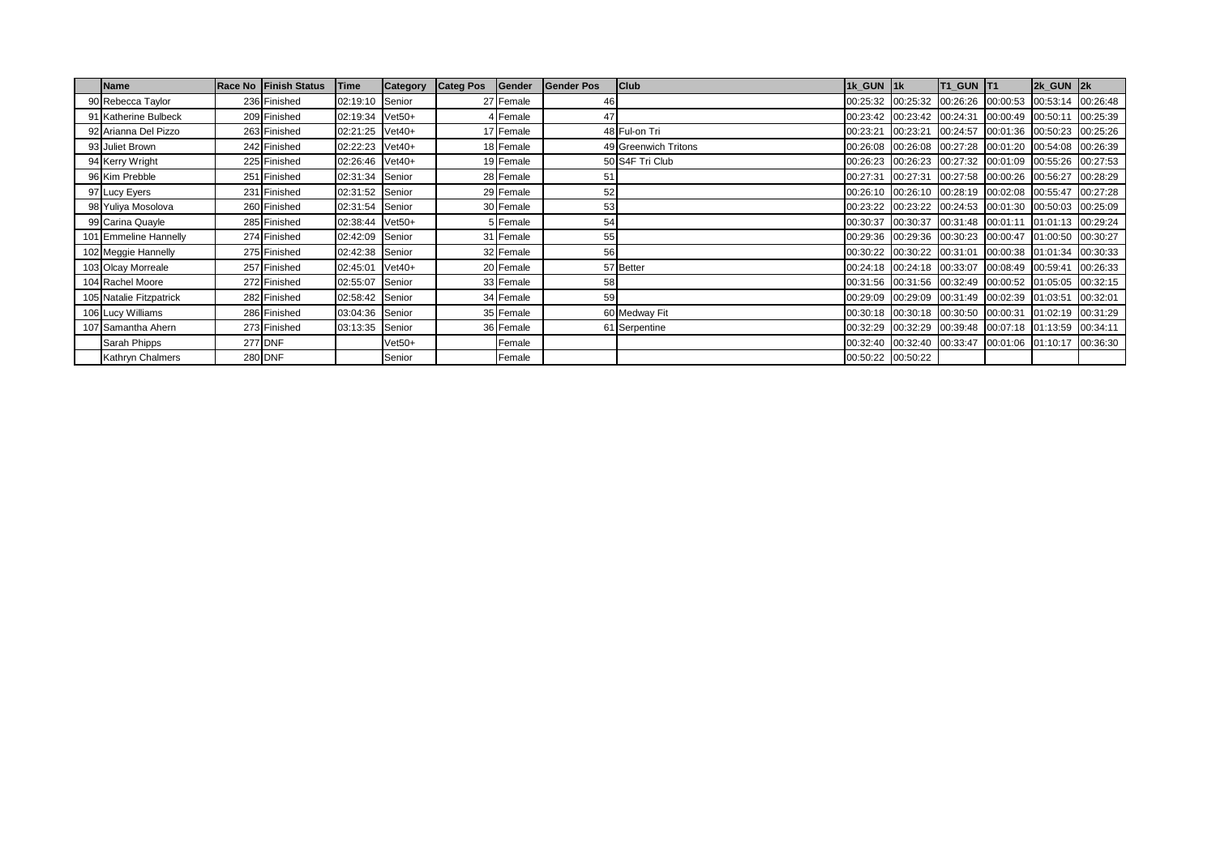| | Name | Race No | Finish Status | Time | Category | Categ Pos | Gender | Gender Pos | Club | 1k_GUN | 1k | T1_GUN | T1 | 2k_GUN | 2k |
|---|---|---|---|---|---|---|---|---|---|---|---|---|---|---|---|
| 90 | Rebecca Taylor | 236 | Finished | 02:19:10 | Senior | 27 | Female | 46 | | 00:25:32 | 00:25:32 | 00:26:26 | 00:00:53 | 00:53:14 | 00:26:48 |
| 91 | Katherine Bulbeck | 209 | Finished | 02:19:34 | Vet50+ | 4 | Female | 47 | | 00:23:42 | 00:23:42 | 00:24:31 | 00:00:49 | 00:50:11 | 00:25:39 |
| 92 | Arianna Del Pizzo | 263 | Finished | 02:21:25 | Vet40+ | 17 | Female | 48 | Ful-on Tri | 00:23:21 | 00:23:21 | 00:24:57 | 00:01:36 | 00:50:23 | 00:25:26 |
| 93 | Juliet Brown | 242 | Finished | 02:22:23 | Vet40+ | 18 | Female | 49 | Greenwich Tritons | 00:26:08 | 00:26:08 | 00:27:28 | 00:01:20 | 00:54:08 | 00:26:39 |
| 94 | Kerry Wright | 225 | Finished | 02:26:46 | Vet40+ | 19 | Female | 50 | S4F Tri Club | 00:26:23 | 00:26:23 | 00:27:32 | 00:01:09 | 00:55:26 | 00:27:53 |
| 96 | Kim Prebble | 251 | Finished | 02:31:34 | Senior | 28 | Female | 51 | | 00:27:31 | 00:27:31 | 00:27:58 | 00:00:26 | 00:56:27 | 00:28:29 |
| 97 | Lucy Eyers | 231 | Finished | 02:31:52 | Senior | 29 | Female | 52 | | 00:26:10 | 00:26:10 | 00:28:19 | 00:02:08 | 00:55:47 | 00:27:28 |
| 98 | Yuliya Mosolova | 260 | Finished | 02:31:54 | Senior | 30 | Female | 53 | | 00:23:22 | 00:23:22 | 00:24:53 | 00:01:30 | 00:50:03 | 00:25:09 |
| 99 | Carina Quayle | 285 | Finished | 02:38:44 | Vet50+ | 5 | Female | 54 | | 00:30:37 | 00:30:37 | 00:31:48 | 00:01:11 | 01:01:13 | 00:29:24 |
| 101 | Emmeline Hannelly | 274 | Finished | 02:42:09 | Senior | 31 | Female | 55 | | 00:29:36 | 00:29:36 | 00:30:23 | 00:00:47 | 01:00:50 | 00:30:27 |
| 102 | Meggie Hannelly | 275 | Finished | 02:42:38 | Senior | 32 | Female | 56 | | 00:30:22 | 00:30:22 | 00:31:01 | 00:00:38 | 01:01:34 | 00:30:33 |
| 103 | Olcay Morreale | 257 | Finished | 02:45:01 | Vet40+ | 20 | Female | 57 | Better | 00:24:18 | 00:24:18 | 00:33:07 | 00:08:49 | 00:59:41 | 00:26:33 |
| 104 | Rachel Moore | 272 | Finished | 02:55:07 | Senior | 33 | Female | 58 | | 00:31:56 | 00:31:56 | 00:32:49 | 00:00:52 | 01:05:05 | 00:32:15 |
| 105 | Natalie Fitzpatrick | 282 | Finished | 02:58:42 | Senior | 34 | Female | 59 | | 00:29:09 | 00:29:09 | 00:31:49 | 00:02:39 | 01:03:51 | 00:32:01 |
| 106 | Lucy Williams | 286 | Finished | 03:04:36 | Senior | 35 | Female | 60 | Medway Fit | 00:30:18 | 00:30:18 | 00:30:50 | 00:00:31 | 01:02:19 | 00:31:29 |
| 107 | Samantha Ahern | 273 | Finished | 03:13:35 | Senior | 36 | Female | 61 | Serpentine | 00:32:29 | 00:32:29 | 00:39:48 | 00:07:18 | 01:13:59 | 00:34:11 |
| | Sarah Phipps | 277 | DNF | | Vet50+ | | Female | | | 00:32:40 | 00:32:40 | 00:33:47 | 00:01:06 | 01:10:17 | 00:36:30 |
| | Kathryn Chalmers | 280 | DNF | | Senior | | Female | | | 00:50:22 | 00:50:22 | | | | |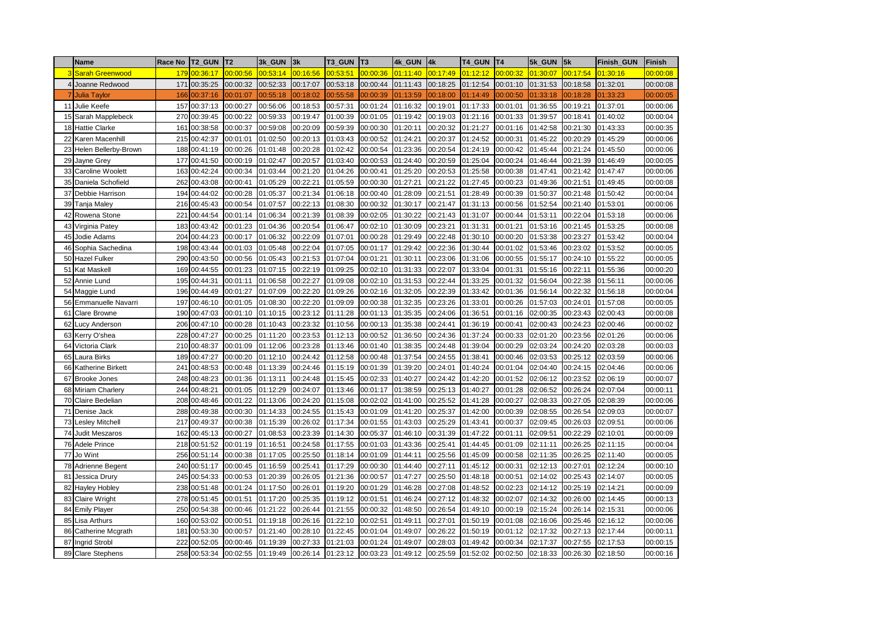| | Name | Race No | T2_GUN | T2 | 3k_GUN | 3k | T3_GUN | T3 | 4k_GUN | 4k | T4_GUN | T4 | 5k_GUN | 5k | Finish_GUN | Finish |
|---|---|---|---|---|---|---|---|---|---|---|---|---|---|---|---|---|
| 3 | Sarah Greenwood | 179 | 00:36:17 | 00:00:56 | 00:53:14 | 00:16:56 | 00:53:51 | 00:00:36 | 01:11:40 | 00:17:49 | 01:12:12 | 00:00:32 | 01:30:07 | 00:17:54 | 01:30:16 | 00:00:08 |
| 4 | Joanne Redwood | 171 | 00:35:25 | 00:00:32 | 00:52:33 | 00:17:07 | 00:53:18 | 00:00:44 | 01:11:43 | 00:18:25 | 01:12:54 | 00:01:10 | 01:31:53 | 00:18:58 | 01:32:01 | 00:00:08 |
| 7 | Julia Taylor | 166 | 00:37:16 | 00:01:07 | 00:55:18 | 00:18:02 | 00:55:58 | 00:00:39 | 01:13:59 | 00:18:00 | 01:14:49 | 00:00:50 | 01:33:18 | 00:18:28 | 01:33:23 | 00:00:05 |
| 11 | Julie Keefe | 157 | 00:37:13 | 00:00:27 | 00:56:06 | 00:18:53 | 00:57:31 | 00:01:24 | 01:16:32 | 00:19:01 | 01:17:33 | 00:01:01 | 01:36:55 | 00:19:21 | 01:37:01 | 00:00:06 |
| 15 | Sarah Mapplebeck | 270 | 00:39:45 | 00:00:22 | 00:59:33 | 00:19:47 | 01:00:39 | 00:01:05 | 01:19:42 | 00:19:03 | 01:21:16 | 00:01:33 | 01:39:57 | 00:18:41 | 01:40:02 | 00:00:04 |
| 18 | Hattie Clarke | 161 | 00:38:58 | 00:00:37 | 00:59:08 | 00:20:09 | 00:59:39 | 00:00:30 | 01:20:11 | 00:20:32 | 01:21:27 | 00:01:16 | 01:42:58 | 00:21:30 | 01:43:33 | 00:00:35 |
| 22 | Karen Macenhill | 215 | 00:42:37 | 00:01:01 | 01:02:50 | 00:20:13 | 01:03:43 | 00:00:52 | 01:24:21 | 00:20:37 | 01:24:52 | 00:00:31 | 01:45:22 | 00:20:29 | 01:45:29 | 00:00:06 |
| 23 | Helen Bellerby-Brown | 188 | 00:41:19 | 00:00:26 | 01:01:48 | 00:20:28 | 01:02:42 | 00:00:54 | 01:23:36 | 00:20:54 | 01:24:19 | 00:00:42 | 01:45:44 | 00:21:24 | 01:45:50 | 00:00:06 |
| 29 | Jayne Grey | 177 | 00:41:50 | 00:00:19 | 01:02:47 | 00:20:57 | 01:03:40 | 00:00:53 | 01:24:40 | 00:20:59 | 01:25:04 | 00:00:24 | 01:46:44 | 00:21:39 | 01:46:49 | 00:00:05 |
| 33 | Caroline Woolett | 163 | 00:42:24 | 00:00:34 | 01:03:44 | 00:21:20 | 01:04:26 | 00:00:41 | 01:25:20 | 00:20:53 | 01:25:58 | 00:00:38 | 01:47:41 | 00:21:42 | 01:47:47 | 00:00:06 |
| 35 | Daniela Schofield | 262 | 00:43:08 | 00:00:41 | 01:05:29 | 00:22:21 | 01:05:59 | 00:00:30 | 01:27:21 | 00:21:22 | 01:27:45 | 00:00:23 | 01:49:36 | 00:21:51 | 01:49:45 | 00:00:08 |
| 37 | Debbie Harrison | 194 | 00:44:02 | 00:00:28 | 01:05:37 | 00:21:34 | 01:06:18 | 00:00:40 | 01:28:09 | 00:21:51 | 01:28:49 | 00:00:39 | 01:50:37 | 00:21:48 | 01:50:42 | 00:00:04 |
| 39 | Tanja Maley | 216 | 00:45:43 | 00:00:54 | 01:07:57 | 00:22:13 | 01:08:30 | 00:00:32 | 01:30:17 | 00:21:47 | 01:31:13 | 00:00:56 | 01:52:54 | 00:21:40 | 01:53:01 | 00:00:06 |
| 42 | Rowena Stone | 221 | 00:44:54 | 00:01:14 | 01:06:34 | 00:21:39 | 01:08:39 | 00:02:05 | 01:30:22 | 00:21:43 | 01:31:07 | 00:00:44 | 01:53:11 | 00:22:04 | 01:53:18 | 00:00:06 |
| 43 | Virginia Patey | 183 | 00:43:42 | 00:01:23 | 01:04:36 | 00:20:54 | 01:06:47 | 00:02:10 | 01:30:09 | 00:23:21 | 01:31:31 | 00:01:21 | 01:53:16 | 00:21:45 | 01:53:25 | 00:00:08 |
| 45 | Jodie Adams | 204 | 00:44:23 | 00:00:17 | 01:06:32 | 00:22:09 | 01:07:01 | 00:00:28 | 01:29:49 | 00:22:48 | 01:30:10 | 00:00:20 | 01:53:38 | 00:23:27 | 01:53:42 | 00:00:04 |
| 46 | Sophia Sachedina | 198 | 00:43:44 | 00:01:03 | 01:05:48 | 00:22:04 | 01:07:05 | 00:01:17 | 01:29:42 | 00:22:36 | 01:30:44 | 00:01:02 | 01:53:46 | 00:23:02 | 01:53:52 | 00:00:05 |
| 50 | Hazel Fulker | 290 | 00:43:50 | 00:00:56 | 01:05:43 | 00:21:53 | 01:07:04 | 00:01:21 | 01:30:11 | 00:23:06 | 01:31:06 | 00:00:55 | 01:55:17 | 00:24:10 | 01:55:22 | 00:00:05 |
| 51 | Kat Maskell | 169 | 00:44:55 | 00:01:23 | 01:07:15 | 00:22:19 | 01:09:25 | 00:02:10 | 01:31:33 | 00:22:07 | 01:33:04 | 00:01:31 | 01:55:16 | 00:22:11 | 01:55:36 | 00:00:20 |
| 52 | Annie Lund | 195 | 00:44:31 | 00:01:11 | 01:06:58 | 00:22:27 | 01:09:08 | 00:02:10 | 01:31:53 | 00:22:44 | 01:33:25 | 00:01:32 | 01:56:04 | 00:22:38 | 01:56:11 | 00:00:06 |
| 54 | Maggie Lund | 196 | 00:44:49 | 00:01:27 | 01:07:09 | 00:22:20 | 01:09:26 | 00:02:16 | 01:32:05 | 00:22:39 | 01:33:42 | 00:01:36 | 01:56:14 | 00:22:32 | 01:56:18 | 00:00:04 |
| 56 | Emmanuelle Navarri | 197 | 00:46:10 | 00:01:05 | 01:08:30 | 00:22:20 | 01:09:09 | 00:00:38 | 01:32:35 | 00:23:26 | 01:33:01 | 00:00:26 | 01:57:03 | 00:24:01 | 01:57:08 | 00:00:05 |
| 61 | Clare Browne | 190 | 00:47:03 | 00:01:10 | 01:10:15 | 00:23:12 | 01:11:28 | 00:01:13 | 01:35:35 | 00:24:06 | 01:36:51 | 00:01:16 | 02:00:35 | 00:23:43 | 02:00:43 | 00:00:08 |
| 62 | Lucy Anderson | 206 | 00:47:10 | 00:00:28 | 01:10:43 | 00:23:32 | 01:10:56 | 00:00:13 | 01:35:38 | 00:24:41 | 01:36:19 | 00:00:41 | 02:00:43 | 00:24:23 | 02:00:46 | 00:00:02 |
| 63 | Kerry O'shea | 228 | 00:47:27 | 00:00:25 | 01:11:20 | 00:23:53 | 01:12:13 | 00:00:52 | 01:36:50 | 00:24:36 | 01:37:24 | 00:00:33 | 02:01:20 | 00:23:56 | 02:01:26 | 00:00:06 |
| 64 | Victoria Clark | 210 | 00:48:37 | 00:01:09 | 01:12:06 | 00:23:28 | 01:13:46 | 00:01:40 | 01:38:35 | 00:24:48 | 01:39:04 | 00:00:29 | 02:03:24 | 00:24:20 | 02:03:28 | 00:00:03 |
| 65 | Laura Birks | 189 | 00:47:27 | 00:00:20 | 01:12:10 | 00:24:42 | 01:12:58 | 00:00:48 | 01:37:54 | 00:24:55 | 01:38:41 | 00:00:46 | 02:03:53 | 00:25:12 | 02:03:59 | 00:00:06 |
| 66 | Katherine Birkett | 241 | 00:48:53 | 00:00:48 | 01:13:39 | 00:24:46 | 01:15:19 | 00:01:39 | 01:39:20 | 00:24:01 | 01:40:24 | 00:01:04 | 02:04:40 | 00:24:15 | 02:04:46 | 00:00:06 |
| 67 | Brooke Jones | 248 | 00:48:23 | 00:01:36 | 01:13:11 | 00:24:48 | 01:15:45 | 00:02:33 | 01:40:27 | 00:24:42 | 01:42:20 | 00:01:52 | 02:06:12 | 00:23:52 | 02:06:19 | 00:00:07 |
| 68 | Miriam Charlery | 244 | 00:48:21 | 00:01:05 | 01:12:29 | 00:24:07 | 01:13:46 | 00:01:17 | 01:38:59 | 00:25:13 | 01:40:27 | 00:01:28 | 02:06:52 | 00:26:24 | 02:07:04 | 00:00:11 |
| 70 | Claire Bedelian | 208 | 00:48:46 | 00:01:22 | 01:13:06 | 00:24:20 | 01:15:08 | 00:02:02 | 01:41:00 | 00:25:52 | 01:41:28 | 00:00:27 | 02:08:33 | 00:27:05 | 02:08:39 | 00:00:06 |
| 71 | Denise Jack | 288 | 00:49:38 | 00:00:30 | 01:14:33 | 00:24:55 | 01:15:43 | 00:01:09 | 01:41:20 | 00:25:37 | 01:42:00 | 00:00:39 | 02:08:55 | 00:26:54 | 02:09:03 | 00:00:07 |
| 73 | Lesley Mitchell | 217 | 00:49:37 | 00:00:38 | 01:15:39 | 00:26:02 | 01:17:34 | 00:01:55 | 01:43:03 | 00:25:29 | 01:43:41 | 00:00:37 | 02:09:45 | 00:26:03 | 02:09:51 | 00:00:06 |
| 74 | Judit Meszaros | 162 | 00:45:13 | 00:00:27 | 01:08:53 | 00:23:39 | 01:14:30 | 00:05:37 | 01:46:10 | 00:31:39 | 01:47:22 | 00:01:11 | 02:09:51 | 00:22:29 | 02:10:01 | 00:00:09 |
| 76 | Adele Prince | 218 | 00:51:52 | 00:01:19 | 01:16:51 | 00:24:58 | 01:17:55 | 00:01:03 | 01:43:36 | 00:25:41 | 01:44:45 | 00:01:09 | 02:11:11 | 00:26:25 | 02:11:15 | 00:00:04 |
| 77 | Jo Wint | 256 | 00:51:14 | 00:00:38 | 01:17:05 | 00:25:50 | 01:18:14 | 00:01:09 | 01:44:11 | 00:25:56 | 01:45:09 | 00:00:58 | 02:11:35 | 00:26:25 | 02:11:40 | 00:00:05 |
| 78 | Adrienne Begent | 240 | 00:51:17 | 00:00:45 | 01:16:59 | 00:25:41 | 01:17:29 | 00:00:30 | 01:44:40 | 00:27:11 | 01:45:12 | 00:00:31 | 02:12:13 | 00:27:01 | 02:12:24 | 00:00:10 |
| 81 | Jessica Drury | 245 | 00:54:33 | 00:00:53 | 01:20:39 | 00:26:05 | 01:21:36 | 00:00:57 | 01:47:27 | 00:25:50 | 01:48:18 | 00:00:51 | 02:14:02 | 00:25:43 | 02:14:07 | 00:00:05 |
| 82 | Hayley Hobley | 238 | 00:51:48 | 00:01:24 | 01:17:50 | 00:26:01 | 01:19:20 | 00:01:29 | 01:46:28 | 00:27:08 | 01:48:52 | 00:02:23 | 02:14:12 | 00:25:19 | 02:14:21 | 00:00:09 |
| 83 | Claire Wright | 278 | 00:51:45 | 00:01:51 | 01:17:20 | 00:25:35 | 01:19:12 | 00:01:51 | 01:46:24 | 00:27:12 | 01:48:32 | 00:02:07 | 02:14:32 | 00:26:00 | 02:14:45 | 00:00:13 |
| 84 | Emily Player | 250 | 00:54:38 | 00:00:46 | 01:21:22 | 00:26:44 | 01:21:55 | 00:00:32 | 01:48:50 | 00:26:54 | 01:49:10 | 00:00:19 | 02:15:24 | 00:26:14 | 02:15:31 | 00:00:06 |
| 85 | Lisa Arthurs | 160 | 00:53:02 | 00:00:51 | 01:19:18 | 00:26:16 | 01:22:10 | 00:02:51 | 01:49:11 | 00:27:01 | 01:50:19 | 00:01:08 | 02:16:06 | 00:25:46 | 02:16:12 | 00:00:06 |
| 86 | Catherine Mcgrath | 181 | 00:53:30 | 00:00:57 | 01:21:40 | 00:28:10 | 01:22:45 | 00:01:04 | 01:49:07 | 00:26:22 | 01:50:19 | 00:01:12 | 02:17:32 | 00:27:13 | 02:17:44 | 00:00:11 |
| 87 | Ingrid Strobl | 222 | 00:52:05 | 00:00:46 | 01:19:39 | 00:27:33 | 01:21:03 | 00:01:24 | 01:49:07 | 00:28:03 | 01:49:42 | 00:00:34 | 02:17:37 | 00:27:55 | 02:17:53 | 00:00:15 |
| 89 | Clare Stephens | 258 | 00:53:34 | 00:02:55 | 01:19:49 | 00:26:14 | 01:23:12 | 00:03:23 | 01:49:12 | 00:25:59 | 01:52:02 | 00:02:50 | 02:18:33 | 00:26:30 | 02:18:50 | 00:00:16 |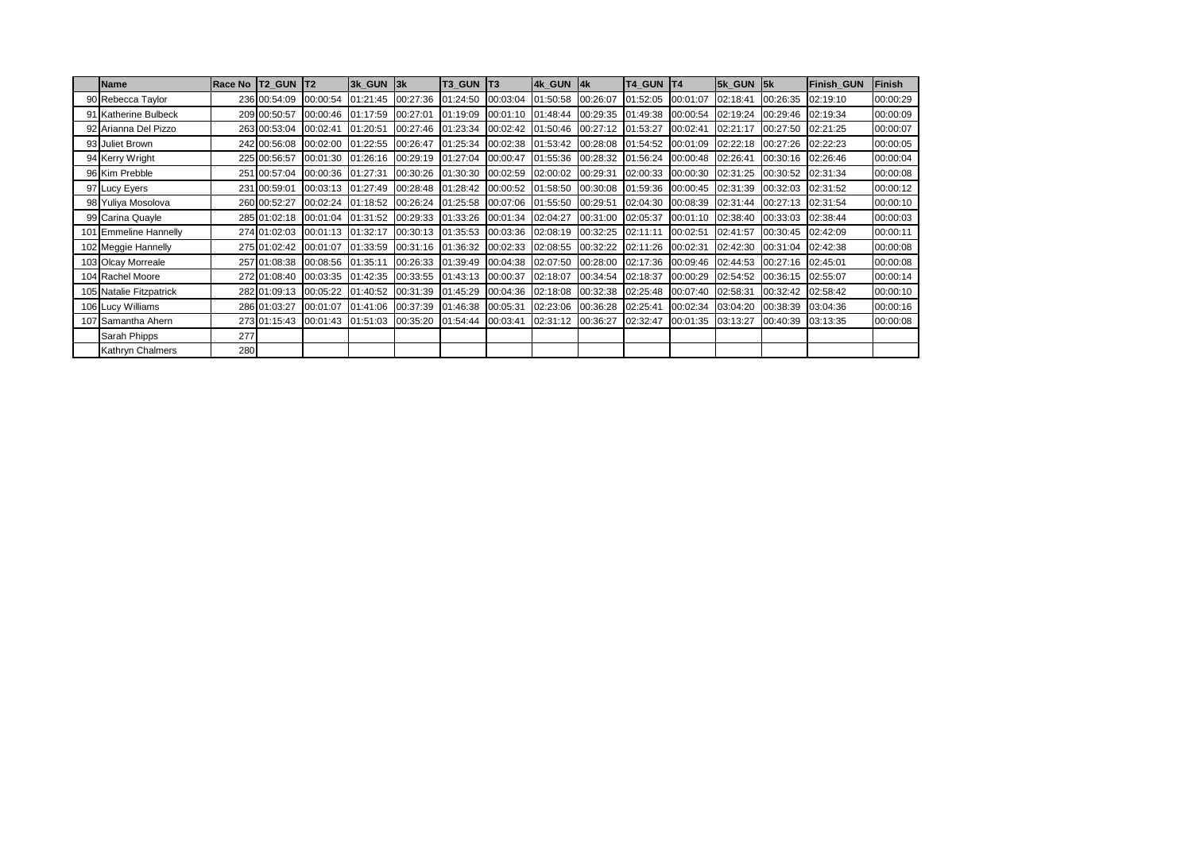| | Name | Race No | T2_GUN | T2 | 3k_GUN | 3k | T3_GUN | T3 | 4k_GUN | 4k | T4_GUN | T4 | 5k_GUN | 5k | Finish_GUN | Finish |
|---|---|---|---|---|---|---|---|---|---|---|---|---|---|---|---|---|
| 90 | Rebecca Taylor | 236 | 00:54:09 | 00:00:54 | 01:21:45 | 00:27:36 | 01:24:50 | 00:03:04 | 01:50:58 | 00:26:07 | 01:52:05 | 00:01:07 | 02:18:41 | 00:26:35 | 02:19:10 | 00:00:29 |
| 91 | Katherine Bulbeck | 209 | 00:50:57 | 00:00:46 | 01:17:59 | 00:27:01 | 01:19:09 | 00:01:10 | 01:48:44 | 00:29:35 | 01:49:38 | 00:00:54 | 02:19:24 | 00:29:46 | 02:19:34 | 00:00:09 |
| 92 | Arianna Del Pizzo | 263 | 00:53:04 | 00:02:41 | 01:20:51 | 00:27:46 | 01:23:34 | 00:02:42 | 01:50:46 | 00:27:12 | 01:53:27 | 00:02:41 | 02:21:17 | 00:27:50 | 02:21:25 | 00:00:07 |
| 93 | Juliet Brown | 242 | 00:56:08 | 00:02:00 | 01:22:55 | 00:26:47 | 01:25:34 | 00:02:38 | 01:53:42 | 00:28:08 | 01:54:52 | 00:01:09 | 02:22:18 | 00:27:26 | 02:22:23 | 00:00:05 |
| 94 | Kerry Wright | 225 | 00:56:57 | 00:01:30 | 01:26:16 | 00:29:19 | 01:27:04 | 00:00:47 | 01:55:36 | 00:28:32 | 01:56:24 | 00:00:48 | 02:26:41 | 00:30:16 | 02:26:46 | 00:00:04 |
| 96 | Kim Prebble | 251 | 00:57:04 | 00:00:36 | 01:27:31 | 00:30:26 | 01:30:30 | 00:02:59 | 02:00:02 | 00:29:31 | 02:00:33 | 00:00:30 | 02:31:25 | 00:30:52 | 02:31:34 | 00:00:08 |
| 97 | Lucy Eyers | 231 | 00:59:01 | 00:03:13 | 01:27:49 | 00:28:48 | 01:28:42 | 00:00:52 | 01:58:50 | 00:30:08 | 01:59:36 | 00:00:45 | 02:31:39 | 00:32:03 | 02:31:52 | 00:00:12 |
| 98 | Yuliya Mosolova | 260 | 00:52:27 | 00:02:24 | 01:18:52 | 00:26:24 | 01:25:58 | 00:07:06 | 01:55:50 | 00:29:51 | 02:04:30 | 00:08:39 | 02:31:44 | 00:27:13 | 02:31:54 | 00:00:10 |
| 99 | Carina Quayle | 285 | 01:02:18 | 00:01:04 | 01:31:52 | 00:29:33 | 01:33:26 | 00:01:34 | 02:04:27 | 00:31:00 | 02:05:37 | 00:01:10 | 02:38:40 | 00:33:03 | 02:38:44 | 00:00:03 |
| 101 | Emmeline Hannelly | 274 | 01:02:03 | 00:01:13 | 01:32:17 | 00:30:13 | 01:35:53 | 00:03:36 | 02:08:19 | 00:32:25 | 02:11:11 | 00:02:51 | 02:41:57 | 00:30:45 | 02:42:09 | 00:00:11 |
| 102 | Meggie Hannelly | 275 | 01:02:42 | 00:01:07 | 01:33:59 | 00:31:16 | 01:36:32 | 00:02:33 | 02:08:55 | 00:32:22 | 02:11:26 | 00:02:31 | 02:42:30 | 00:31:04 | 02:42:38 | 00:00:08 |
| 103 | Olcay Morreale | 257 | 01:08:38 | 00:08:56 | 01:35:11 | 00:26:33 | 01:39:49 | 00:04:38 | 02:07:50 | 00:28:00 | 02:17:36 | 00:09:46 | 02:44:53 | 00:27:16 | 02:45:01 | 00:00:08 |
| 104 | Rachel Moore | 272 | 01:08:40 | 00:03:35 | 01:42:35 | 00:33:55 | 01:43:13 | 00:00:37 | 02:18:07 | 00:34:54 | 02:18:37 | 00:00:29 | 02:54:52 | 00:36:15 | 02:55:07 | 00:00:14 |
| 105 | Natalie Fitzpatrick | 282 | 01:09:13 | 00:05:22 | 01:40:52 | 00:31:39 | 01:45:29 | 00:04:36 | 02:18:08 | 00:32:38 | 02:25:48 | 00:07:40 | 02:58:31 | 00:32:42 | 02:58:42 | 00:00:10 |
| 106 | Lucy Williams | 286 | 01:03:27 | 00:01:07 | 01:41:06 | 00:37:39 | 01:46:38 | 00:05:31 | 02:23:06 | 00:36:28 | 02:25:41 | 00:02:34 | 03:04:20 | 00:38:39 | 03:04:36 | 00:00:16 |
| 107 | Samantha Ahern | 273 | 01:15:43 | 00:01:43 | 01:51:03 | 00:35:20 | 01:54:44 | 00:03:41 | 02:31:12 | 00:36:27 | 02:32:47 | 00:01:35 | 03:13:27 | 00:40:39 | 03:13:35 | 00:00:08 |
| | Sarah Phipps | 277 | | | | | | | | | | | | | | |
| | Kathryn Chalmers | 280 | | | | | | | | | | | | | | |